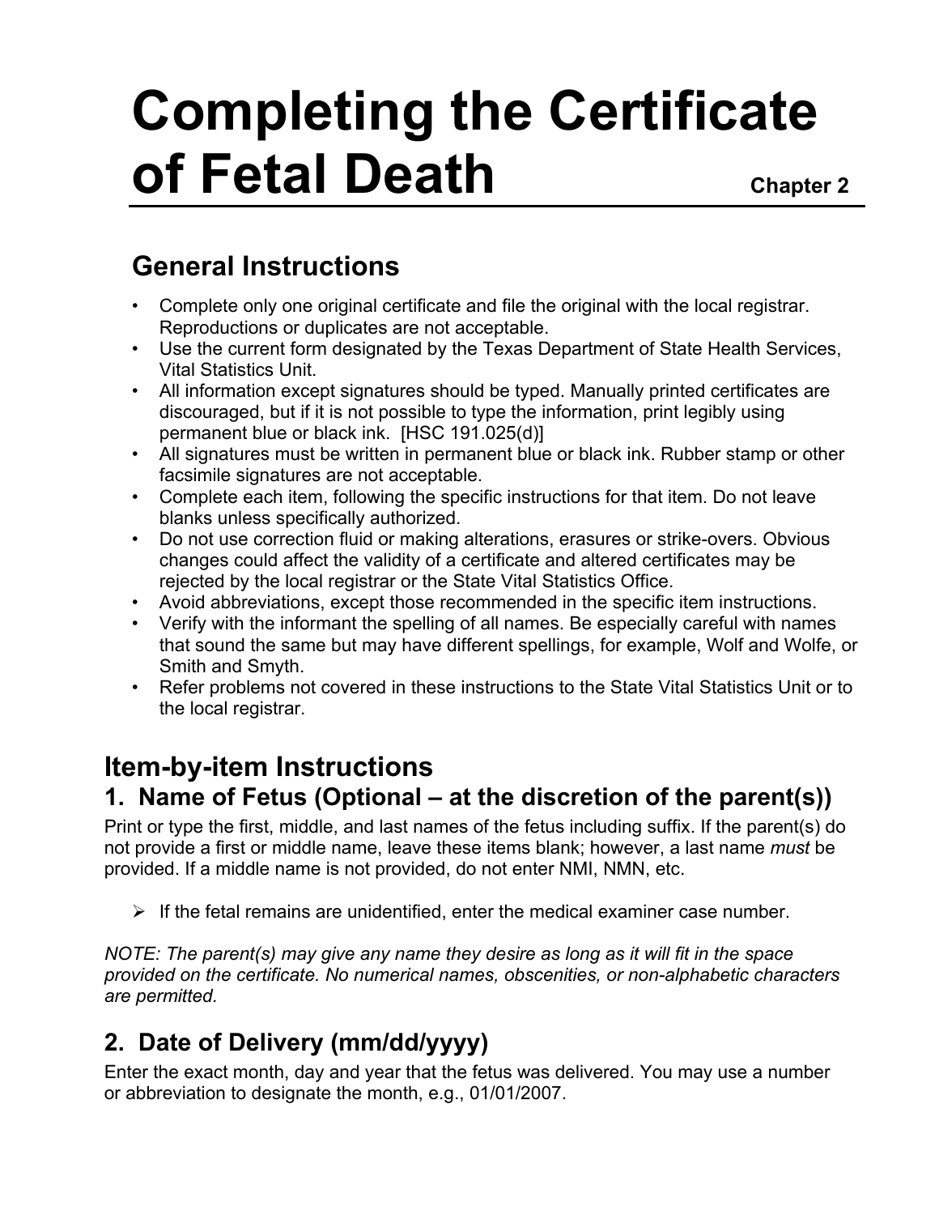# Completing the Certificate of Fetal Death

Chapter 2

## General Instructions

- Complete only one original certificate and file the original with the local registrar. Reproductions or duplicates are not acceptable.
- Use the current form designated by the Texas Department of State Health Services, Vital Statistics Unit.
- All information except signatures should be typed. Manually printed certificates are discouraged, but if it is not possible to type the information, print legibly using permanent blue or black ink. [HSC 191.025(d)]
- All signatures must be written in permanent blue or black ink. Rubber stamp or other facsimile signatures are not acceptable.
- Complete each item, following the specific instructions for that item. Do not leave blanks unless specifically authorized.
- Do not use correction fluid or making alterations, erasures or strike-overs. Obvious changes could affect the validity of a certificate and altered certificates may be rejected by the local registrar or the State Vital Statistics Office.
- Avoid abbreviations, except those recommended in the specific item instructions.
- Verify with the informant the spelling of all names. Be especially careful with names that sound the same but may have different spellings, for example, Wolf and Wolfe, or Smith and Smyth.
- Refer problems not covered in these instructions to the State Vital Statistics Unit or to the local registrar.

## Item-by-item Instructions

### 1. Name of Fetus (Optional – at the discretion of the parent(s))

Print or type the first, middle, and last names of the fetus including suffix. If the parent(s) do not provide a first or middle name, leave these items blank; however, a last name *must* be provided. If a middle name is not provided, do not enter NMI, NMN, etc.

- If the fetal remains are unidentified, enter the medical examiner case number.

*NOTE: The parent(s) may give any name they desire as long as it will fit in the space provided on the certificate. No numerical names, obscenities, or non-alphabetic characters are permitted.*

### 2. Date of Delivery (mm/dd/yyyy)

Enter the exact month, day and year that the fetus was delivered. You may use a number or abbreviation to designate the month, e.g., 01/01/2007.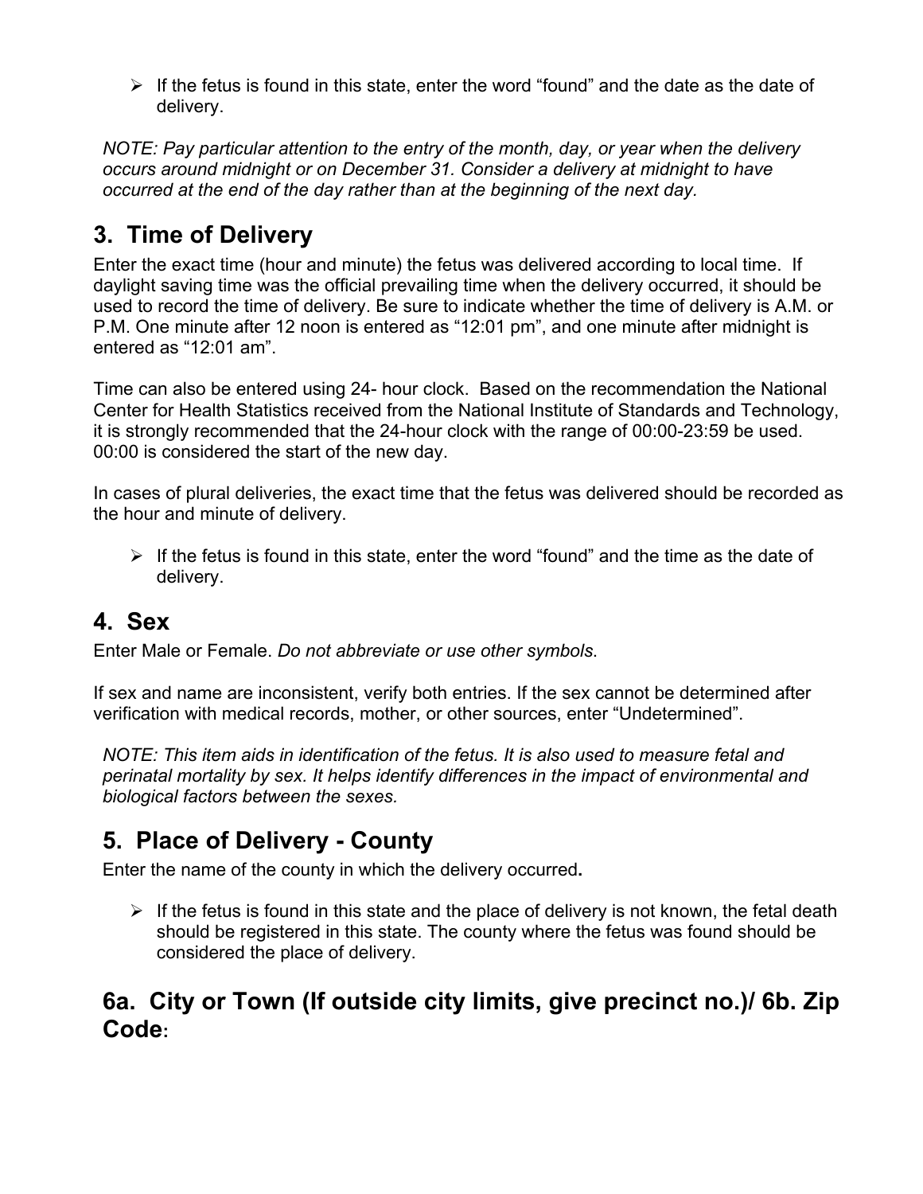- If the fetus is found in this state, enter the word “found” and the date as the date of delivery.

*NOTE: Pay particular attention to the entry of the month, day, or year when the delivery occurs around midnight or on December 31. Consider a delivery at midnight to have occurred at the end of the day rather than at the beginning of the next day.*

## 3. Time of Delivery

Enter the exact time (hour and minute) the fetus was delivered according to local time. If daylight saving time was the official prevailing time when the delivery occurred, it should be used to record the time of delivery. Be sure to indicate whether the time of delivery is A.M. or P.M. One minute after 12 noon is entered as “12:01 pm”, and one minute after midnight is entered as “12:01 am”.

Time can also be entered using 24- hour clock. Based on the recommendation the National Center for Health Statistics received from the National Institute of Standards and Technology, it is strongly recommended that the 24-hour clock with the range of 00:00-23:59 be used. 00:00 is considered the start of the new day.

In cases of plural deliveries, the exact time that the fetus was delivered should be recorded as the hour and minute of delivery.

- If the fetus is found in this state, enter the word “found” and the time as the date of delivery.

## 4. Sex

Enter Male or Female. *Do not abbreviate or use other symbols*.

If sex and name are inconsistent, verify both entries. If the sex cannot be determined after verification with medical records, mother, or other sources, enter “Undetermined”.

*NOTE: This item aids in identification of the fetus. It is also used to measure fetal and perinatal mortality by sex. It helps identify differences in the impact of environmental and biological factors between the sexes.*

## 5. Place of Delivery - County

Enter the name of the county in which the delivery occurred**.**

- If the fetus is found in this state and the place of delivery is not known, the fetal death should be registered in this state. The county where the fetus was found should be considered the place of delivery.

## 6a. City or Town (If outside city limits, give precinct no.)/ 6b. Zip Code: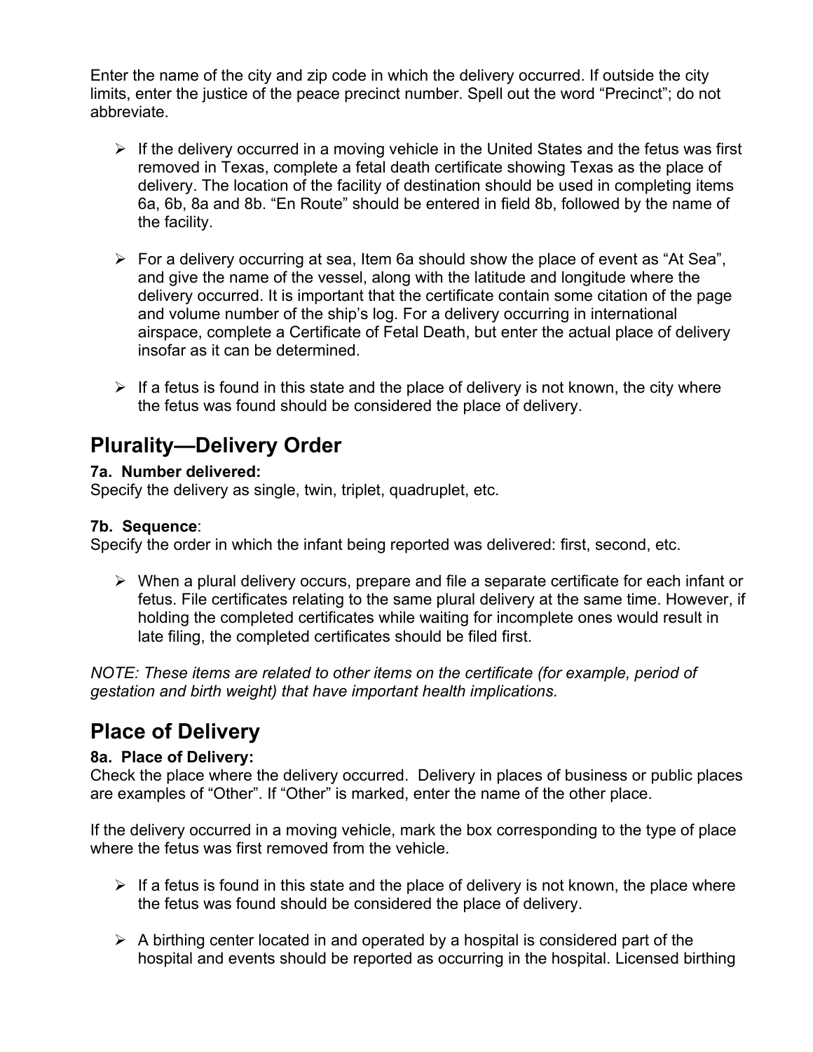Enter the name of the city and zip code in which the delivery occurred. If outside the city limits, enter the justice of the peace precinct number. Spell out the word "Precinct"; do not abbreviate.

- If the delivery occurred in a moving vehicle in the United States and the fetus was first removed in Texas, complete a fetal death certificate showing Texas as the place of delivery. The location of the facility of destination should be used in completing items 6a, 6b, 8a and 8b. "En Route" should be entered in field 8b, followed by the name of the facility.

- For a delivery occurring at sea, Item 6a should show the place of event as "At Sea", and give the name of the vessel, along with the latitude and longitude where the delivery occurred. It is important that the certificate contain some citation of the page and volume number of the ship's log. For a delivery occurring in international airspace, complete a Certificate of Fetal Death, but enter the actual place of delivery insofar as it can be determined.

- If a fetus is found in this state and the place of delivery is not known, the city where the fetus was found should be considered the place of delivery.

## Plurality—Delivery Order

**7a. Number delivered:**
Specify the delivery as single, twin, triplet, quadruplet, etc.

**7b. Sequence**:
Specify the order in which the infant being reported was delivered: first, second, etc.

- When a plural delivery occurs, prepare and file a separate certificate for each infant or fetus. File certificates relating to the same plural delivery at the same time. However, if holding the completed certificates while waiting for incomplete ones would result in late filing, the completed certificates should be filed first.

*NOTE: These items are related to other items on the certificate (for example, period of gestation and birth weight) that have important health implications.*

## Place of Delivery

**8a. Place of Delivery:**
Check the place where the delivery occurred. Delivery in places of business or public places are examples of "Other". If "Other" is marked, enter the name of the other place.

If the delivery occurred in a moving vehicle, mark the box corresponding to the type of place where the fetus was first removed from the vehicle.

- If a fetus is found in this state and the place of delivery is not known, the place where the fetus was found should be considered the place of delivery.

- A birthing center located in and operated by a hospital is considered part of the hospital and events should be reported as occurring in the hospital. Licensed birthing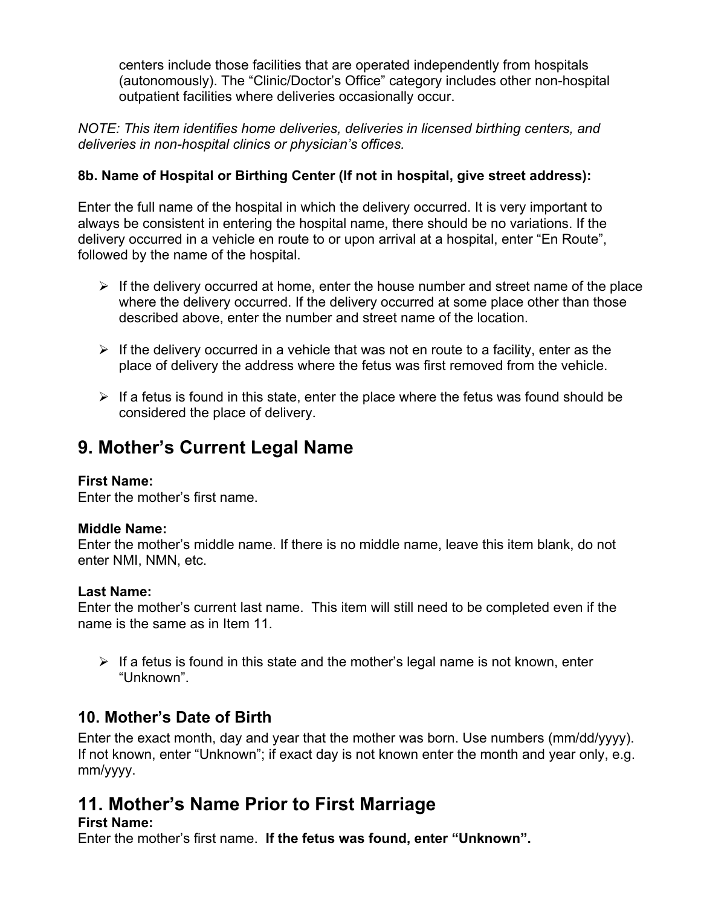centers include those facilities that are operated independently from hospitals (autonomously). The "Clinic/Doctor's Office" category includes other non-hospital outpatient facilities where deliveries occasionally occur.

*NOTE: This item identifies home deliveries, deliveries in licensed birthing centers, and deliveries in non-hospital clinics or physician's offices.*

**8b. Name of Hospital or Birthing Center (If not in hospital, give street address):**

Enter the full name of the hospital in which the delivery occurred. It is very important to always be consistent in entering the hospital name, there should be no variations. If the delivery occurred in a vehicle en route to or upon arrival at a hospital, enter "En Route", followed by the name of the hospital.

- If the delivery occurred at home, enter the house number and street name of the place where the delivery occurred. If the delivery occurred at some place other than those described above, enter the number and street name of the location.
- If the delivery occurred in a vehicle that was not en route to a facility, enter as the place of delivery the address where the fetus was first removed from the vehicle.
- If a fetus is found in this state, enter the place where the fetus was found should be considered the place of delivery.

# 9. Mother's Current Legal Name

**First Name:**
Enter the mother's first name.

**Middle Name:**
Enter the mother's middle name. If there is no middle name, leave this item blank, do not enter NMI, NMN, etc.

**Last Name:**
Enter the mother's current last name. This item will still need to be completed even if the name is the same as in Item 11.

- If a fetus is found in this state and the mother's legal name is not known, enter "Unknown".

## 10. Mother's Date of Birth

Enter the exact month, day and year that the mother was born. Use numbers (mm/dd/yyyy). If not known, enter "Unknown"; if exact day is not known enter the month and year only, e.g. mm/yyyy.

# 11. Mother's Name Prior to First Marriage

**First Name:**
Enter the mother's first name. **If the fetus was found, enter "Unknown".**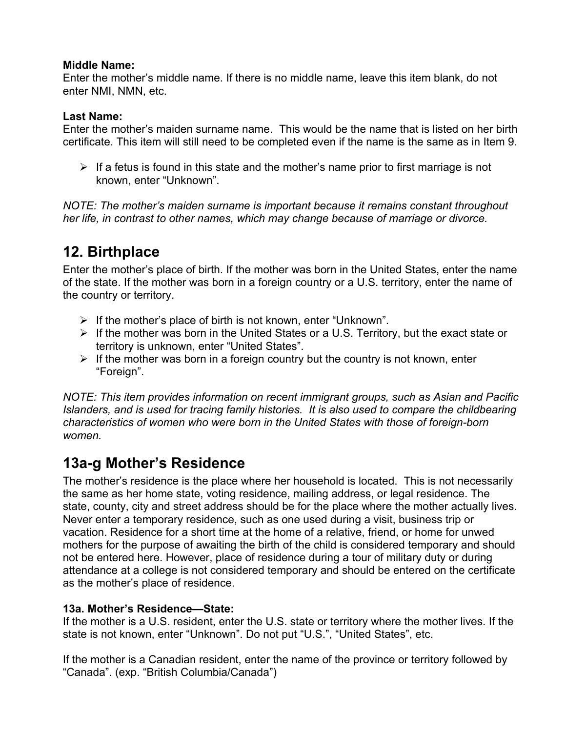**Middle Name:**
Enter the mother's middle name. If there is no middle name, leave this item blank, do not enter NMI, NMN, etc.

**Last Name:**
Enter the mother's maiden surname name. This would be the name that is listed on her birth certificate. This item will still need to be completed even if the name is the same as in Item 9.

- If a fetus is found in this state and the mother's name prior to first marriage is not known, enter "Unknown".

*NOTE: The mother's maiden surname is important because it remains constant throughout her life, in contrast to other names, which may change because of marriage or divorce.*

## 12. Birthplace

Enter the mother's place of birth. If the mother was born in the United States, enter the name of the state. If the mother was born in a foreign country or a U.S. territory, enter the name of the country or territory.

- If the mother's place of birth is not known, enter "Unknown".
- If the mother was born in the United States or a U.S. Territory, but the exact state or territory is unknown, enter "United States".
- If the mother was born in a foreign country but the country is not known, enter "Foreign".

*NOTE: This item provides information on recent immigrant groups, such as Asian and Pacific Islanders, and is used for tracing family histories. It is also used to compare the childbearing characteristics of women who were born in the United States with those of foreign-born women.*

## 13a-g Mother's Residence

The mother's residence is the place where her household is located. This is not necessarily the same as her home state, voting residence, mailing address, or legal residence. The state, county, city and street address should be for the place where the mother actually lives. Never enter a temporary residence, such as one used during a visit, business trip or vacation. Residence for a short time at the home of a relative, friend, or home for unwed mothers for the purpose of awaiting the birth of the child is considered temporary and should not be entered here. However, place of residence during a tour of military duty or during attendance at a college is not considered temporary and should be entered on the certificate as the mother's place of residence.

**13a. Mother's Residence—State:**
If the mother is a U.S. resident, enter the U.S. state or territory where the mother lives. If the state is not known, enter "Unknown". Do not put "U.S.", "United States", etc.

If the mother is a Canadian resident, enter the name of the province or territory followed by "Canada". (exp. "British Columbia/Canada")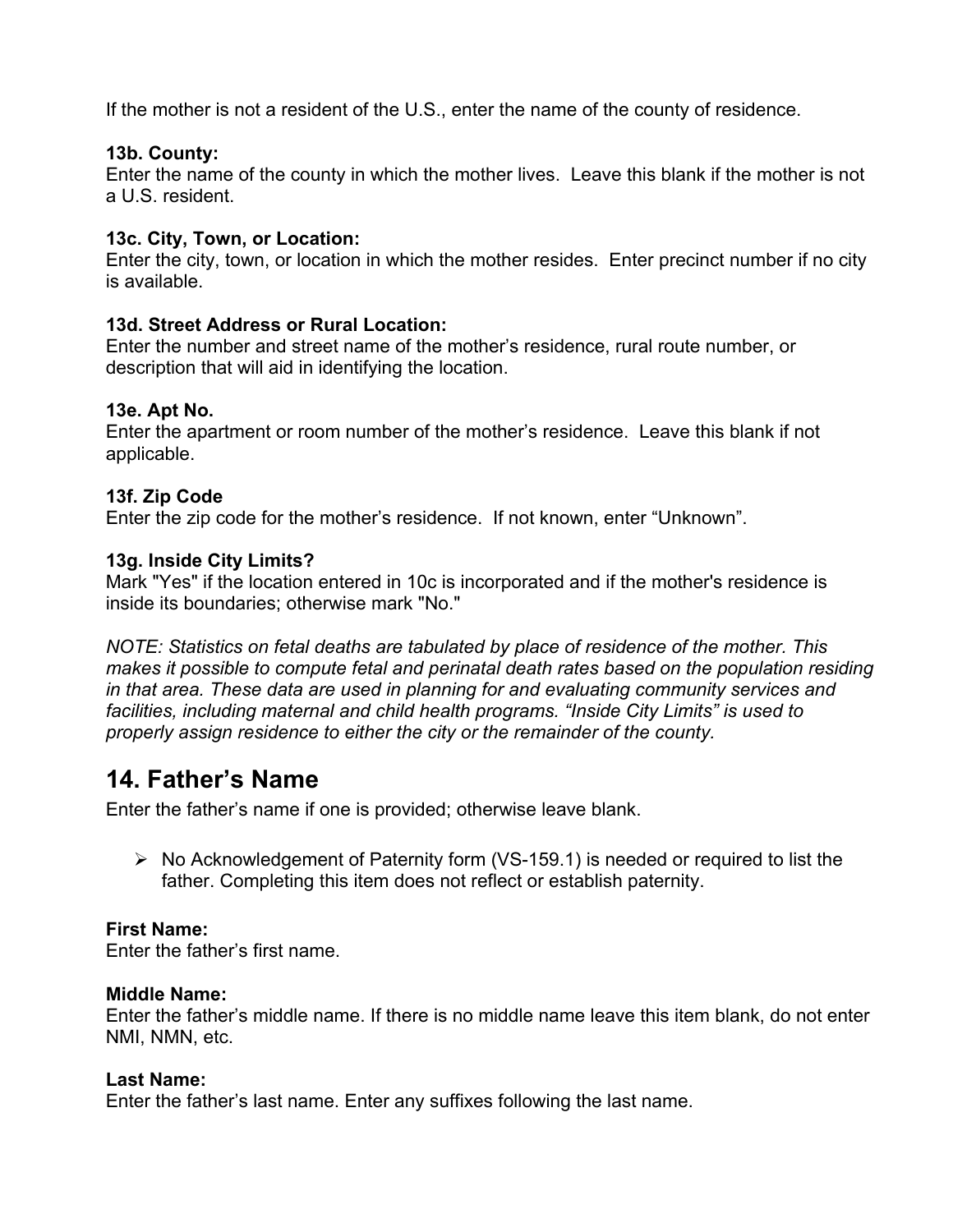If the mother is not a resident of the U.S., enter the name of the county of residence.

**13b. County:**
Enter the name of the county in which the mother lives. Leave this blank if the mother is not a U.S. resident.

**13c. City, Town, or Location:**
Enter the city, town, or location in which the mother resides. Enter precinct number if no city is available.

**13d. Street Address or Rural Location:**
Enter the number and street name of the mother's residence, rural route number, or description that will aid in identifying the location.

**13e. Apt No.**
Enter the apartment or room number of the mother's residence. Leave this blank if not applicable.

**13f. Zip Code**
Enter the zip code for the mother's residence. If not known, enter "Unknown".

**13g. Inside City Limits?**
Mark "Yes" if the location entered in 10c is incorporated and if the mother's residence is inside its boundaries; otherwise mark "No."

*NOTE: Statistics on fetal deaths are tabulated by place of residence of the mother. This makes it possible to compute fetal and perinatal death rates based on the population residing in that area. These data are used in planning for and evaluating community services and facilities, including maternal and child health programs. "Inside City Limits" is used to properly assign residence to either the city or the remainder of the county.*

## 14. Father's Name

Enter the father's name if one is provided; otherwise leave blank.

- No Acknowledgement of Paternity form (VS-159.1) is needed or required to list the father. Completing this item does not reflect or establish paternity.

**First Name:**
Enter the father's first name.

**Middle Name:**
Enter the father's middle name. If there is no middle name leave this item blank, do not enter NMI, NMN, etc.

**Last Name:**
Enter the father's last name. Enter any suffixes following the last name.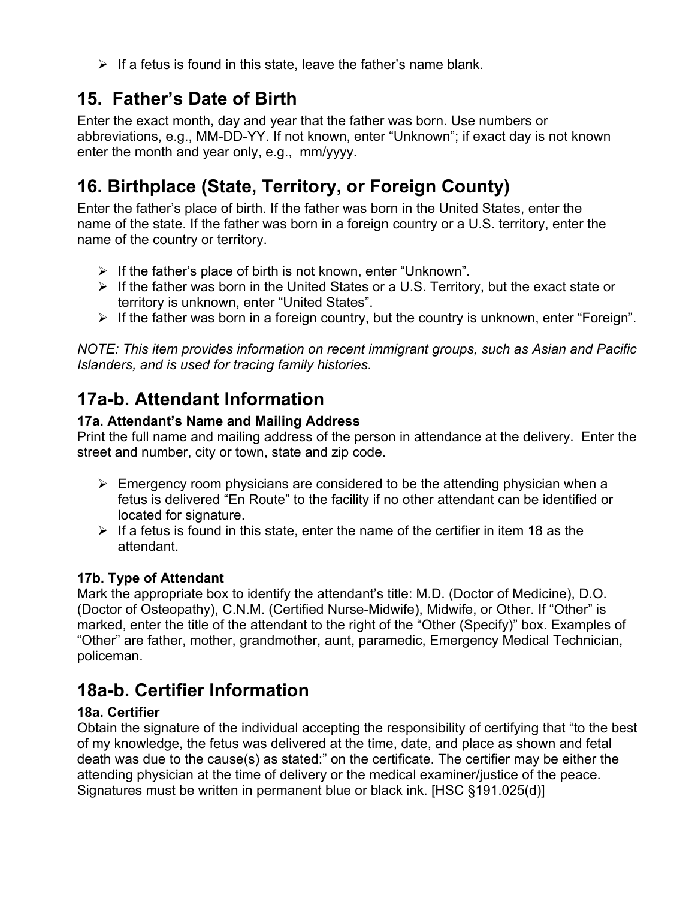- If a fetus is found in this state, leave the father's name blank.

## 15. Father's Date of Birth

Enter the exact month, day and year that the father was born. Use numbers or abbreviations, e.g., MM-DD-YY. If not known, enter "Unknown"; if exact day is not known enter the month and year only, e.g., mm/yyyy.

## 16. Birthplace (State, Territory, or Foreign County)

Enter the father's place of birth. If the father was born in the United States, enter the name of the state. If the father was born in a foreign country or a U.S. territory, enter the name of the country or territory.

- If the father's place of birth is not known, enter "Unknown".
- If the father was born in the United States or a U.S. Territory, but the exact state or territory is unknown, enter "United States".
- If the father was born in a foreign country, but the country is unknown, enter "Foreign".

*NOTE: This item provides information on recent immigrant groups, such as Asian and Pacific Islanders, and is used for tracing family histories.*

## 17a-b. Attendant Information

### 17a. Attendant's Name and Mailing Address

Print the full name and mailing address of the person in attendance at the delivery. Enter the street and number, city or town, state and zip code.

- Emergency room physicians are considered to be the attending physician when a fetus is delivered "En Route" to the facility if no other attendant can be identified or located for signature.
- If a fetus is found in this state, enter the name of the certifier in item 18 as the attendant.

### 17b. Type of Attendant

Mark the appropriate box to identify the attendant's title: M.D. (Doctor of Medicine), D.O. (Doctor of Osteopathy), C.N.M. (Certified Nurse-Midwife), Midwife, or Other. If "Other" is marked, enter the title of the attendant to the right of the "Other (Specify)" box. Examples of "Other" are father, mother, grandmother, aunt, paramedic, Emergency Medical Technician, policeman.

## 18a-b. Certifier Information

### 18a. Certifier

Obtain the signature of the individual accepting the responsibility of certifying that "to the best of my knowledge, the fetus was delivered at the time, date, and place as shown and fetal death was due to the cause(s) as stated:" on the certificate. The certifier may be either the attending physician at the time of delivery or the medical examiner/justice of the peace. Signatures must be written in permanent blue or black ink. [HSC §191.025(d)]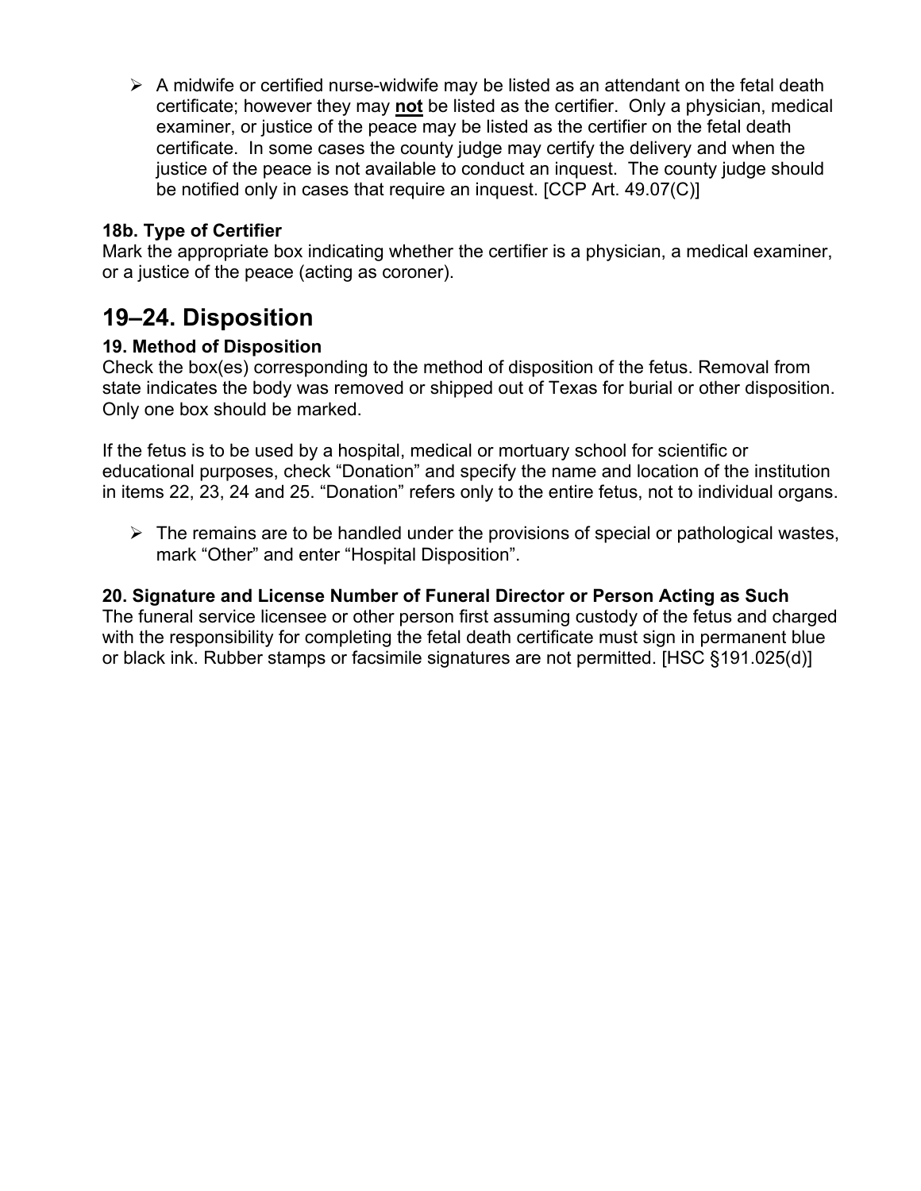- A midwife or certified nurse-widwife may be listed as an attendant on the fetal death certificate; however they may **not** be listed as the certifier. Only a physician, medical examiner, or justice of the peace may be listed as the certifier on the fetal death certificate. In some cases the county judge may certify the delivery and when the justice of the peace is not available to conduct an inquest. The county judge should be notified only in cases that require an inquest. [CCP Art. 49.07(C)]

### 18b. Type of Certifier

Mark the appropriate box indicating whether the certifier is a physician, a medical examiner, or a justice of the peace (acting as coroner).

## 19–24. Disposition

### 19. Method of Disposition

Check the box(es) corresponding to the method of disposition of the fetus. Removal from state indicates the body was removed or shipped out of Texas for burial or other disposition. Only one box should be marked.

If the fetus is to be used by a hospital, medical or mortuary school for scientific or educational purposes, check "Donation" and specify the name and location of the institution in items 22, 23, 24 and 25. "Donation" refers only to the entire fetus, not to individual organs.

- The remains are to be handled under the provisions of special or pathological wastes, mark "Other" and enter "Hospital Disposition".

### 20. Signature and License Number of Funeral Director or Person Acting as Such

The funeral service licensee or other person first assuming custody of the fetus and charged with the responsibility for completing the fetal death certificate must sign in permanent blue or black ink. Rubber stamps or facsimile signatures are not permitted. [HSC §191.025(d)]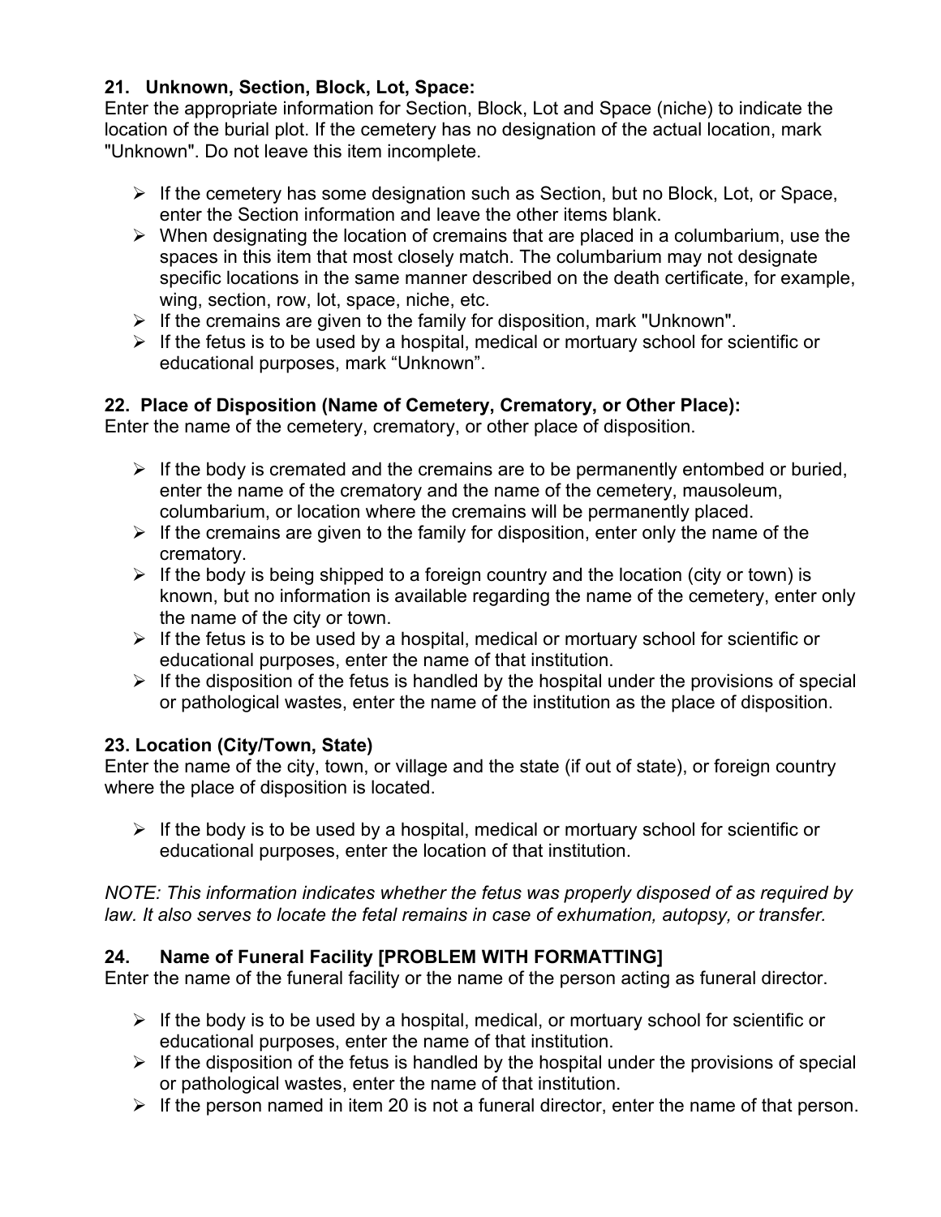### 21. Unknown, Section, Block, Lot, Space:

Enter the appropriate information for Section, Block, Lot and Space (niche) to indicate the location of the burial plot. If the cemetery has no designation of the actual location, mark "Unknown". Do not leave this item incomplete.

- If the cemetery has some designation such as Section, but no Block, Lot, or Space, enter the Section information and leave the other items blank.
- When designating the location of cremains that are placed in a columbarium, use the spaces in this item that most closely match. The columbarium may not designate specific locations in the same manner described on the death certificate, for example, wing, section, row, lot, space, niche, etc.
- If the cremains are given to the family for disposition, mark "Unknown".
- If the fetus is to be used by a hospital, medical or mortuary school for scientific or educational purposes, mark "Unknown".

### 22. Place of Disposition (Name of Cemetery, Crematory, or Other Place):

Enter the name of the cemetery, crematory, or other place of disposition.

- If the body is cremated and the cremains are to be permanently entombed or buried, enter the name of the crematory and the name of the cemetery, mausoleum, columbarium, or location where the cremains will be permanently placed.
- If the cremains are given to the family for disposition, enter only the name of the crematory.
- If the body is being shipped to a foreign country and the location (city or town) is known, but no information is available regarding the name of the cemetery, enter only the name of the city or town.
- If the fetus is to be used by a hospital, medical or mortuary school for scientific or educational purposes, enter the name of that institution.
- If the disposition of the fetus is handled by the hospital under the provisions of special or pathological wastes, enter the name of the institution as the place of disposition.

### 23. Location (City/Town, State)

Enter the name of the city, town, or village and the state (if out of state), or foreign country where the place of disposition is located.

- If the body is to be used by a hospital, medical or mortuary school for scientific or educational purposes, enter the location of that institution.

*NOTE: This information indicates whether the fetus was properly disposed of as required by law. It also serves to locate the fetal remains in case of exhumation, autopsy, or transfer.*

### 24. Name of Funeral Facility [PROBLEM WITH FORMATTING]

Enter the name of the funeral facility or the name of the person acting as funeral director.

- If the body is to be used by a hospital, medical, or mortuary school for scientific or educational purposes, enter the name of that institution.
- If the disposition of the fetus is handled by the hospital under the provisions of special or pathological wastes, enter the name of that institution.
- If the person named in item 20 is not a funeral director, enter the name of that person.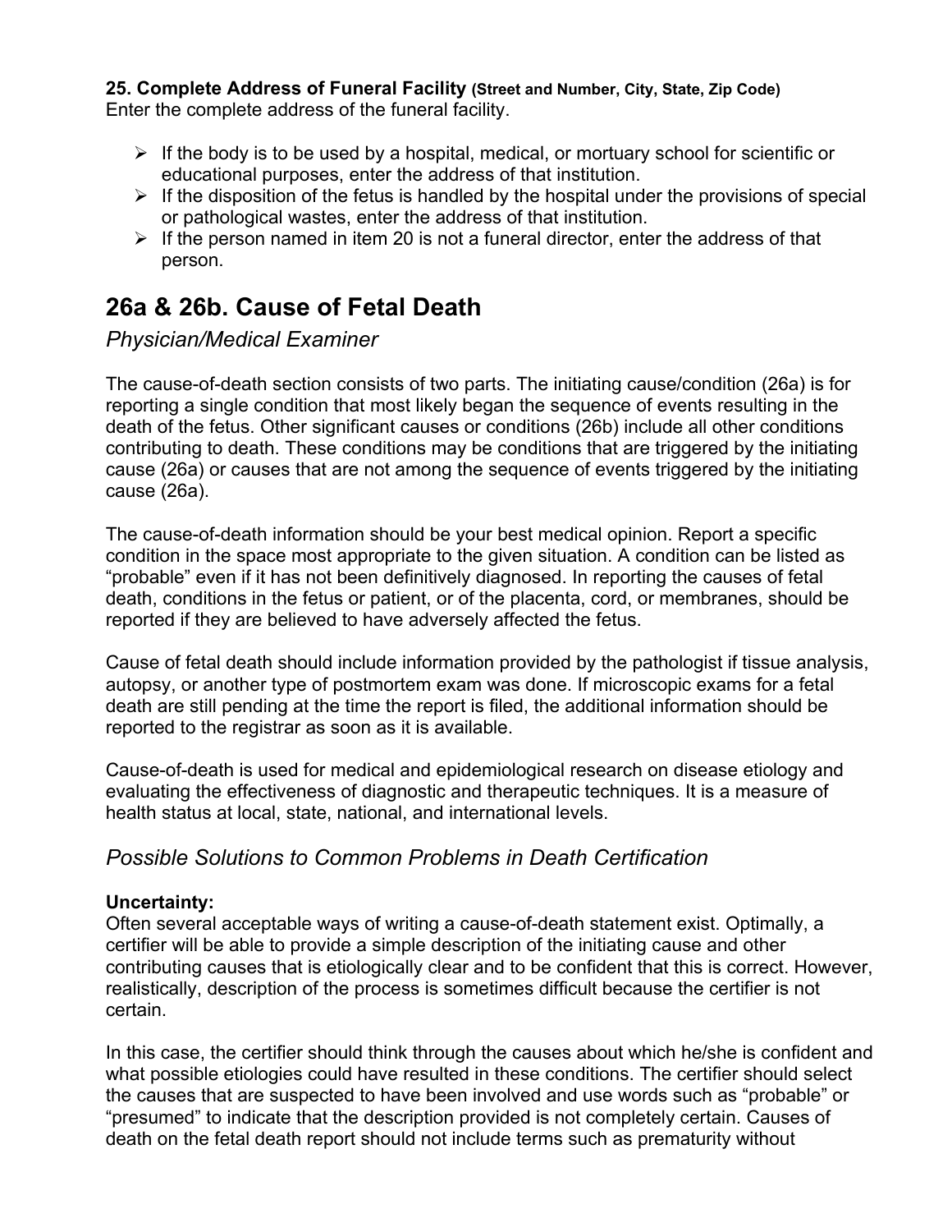**25. Complete Address of Funeral Facility (Street and Number, City, State, Zip Code)**
Enter the complete address of the funeral facility.

- If the body is to be used by a hospital, medical, or mortuary school for scientific or educational purposes, enter the address of that institution.
- If the disposition of the fetus is handled by the hospital under the provisions of special or pathological wastes, enter the address of that institution.
- If the person named in item 20 is not a funeral director, enter the address of that person.

## 26a & 26b. Cause of Fetal Death

### *Physician/Medical Examiner*

The cause-of-death section consists of two parts. The initiating cause/condition (26a) is for reporting a single condition that most likely began the sequence of events resulting in the death of the fetus. Other significant causes or conditions (26b) include all other conditions contributing to death. These conditions may be conditions that are triggered by the initiating cause (26a) or causes that are not among the sequence of events triggered by the initiating cause (26a).

The cause-of-death information should be your best medical opinion. Report a specific condition in the space most appropriate to the given situation. A condition can be listed as “probable” even if it has not been definitively diagnosed. In reporting the causes of fetal death, conditions in the fetus or patient, or of the placenta, cord, or membranes, should be reported if they are believed to have adversely affected the fetus.

Cause of fetal death should include information provided by the pathologist if tissue analysis, autopsy, or another type of postmortem exam was done. If microscopic exams for a fetal death are still pending at the time the report is filed, the additional information should be reported to the registrar as soon as it is available.

Cause-of-death is used for medical and epidemiological research on disease etiology and evaluating the effectiveness of diagnostic and therapeutic techniques. It is a measure of health status at local, state, national, and international levels.

### *Possible Solutions to Common Problems in Death Certification*

**Uncertainty:**
Often several acceptable ways of writing a cause-of-death statement exist. Optimally, a certifier will be able to provide a simple description of the initiating cause and other contributing causes that is etiologically clear and to be confident that this is correct. However, realistically, description of the process is sometimes difficult because the certifier is not certain.

In this case, the certifier should think through the causes about which he/she is confident and what possible etiologies could have resulted in these conditions. The certifier should select the causes that are suspected to have been involved and use words such as “probable” or “presumed” to indicate that the description provided is not completely certain. Causes of death on the fetal death report should not include terms such as prematurity without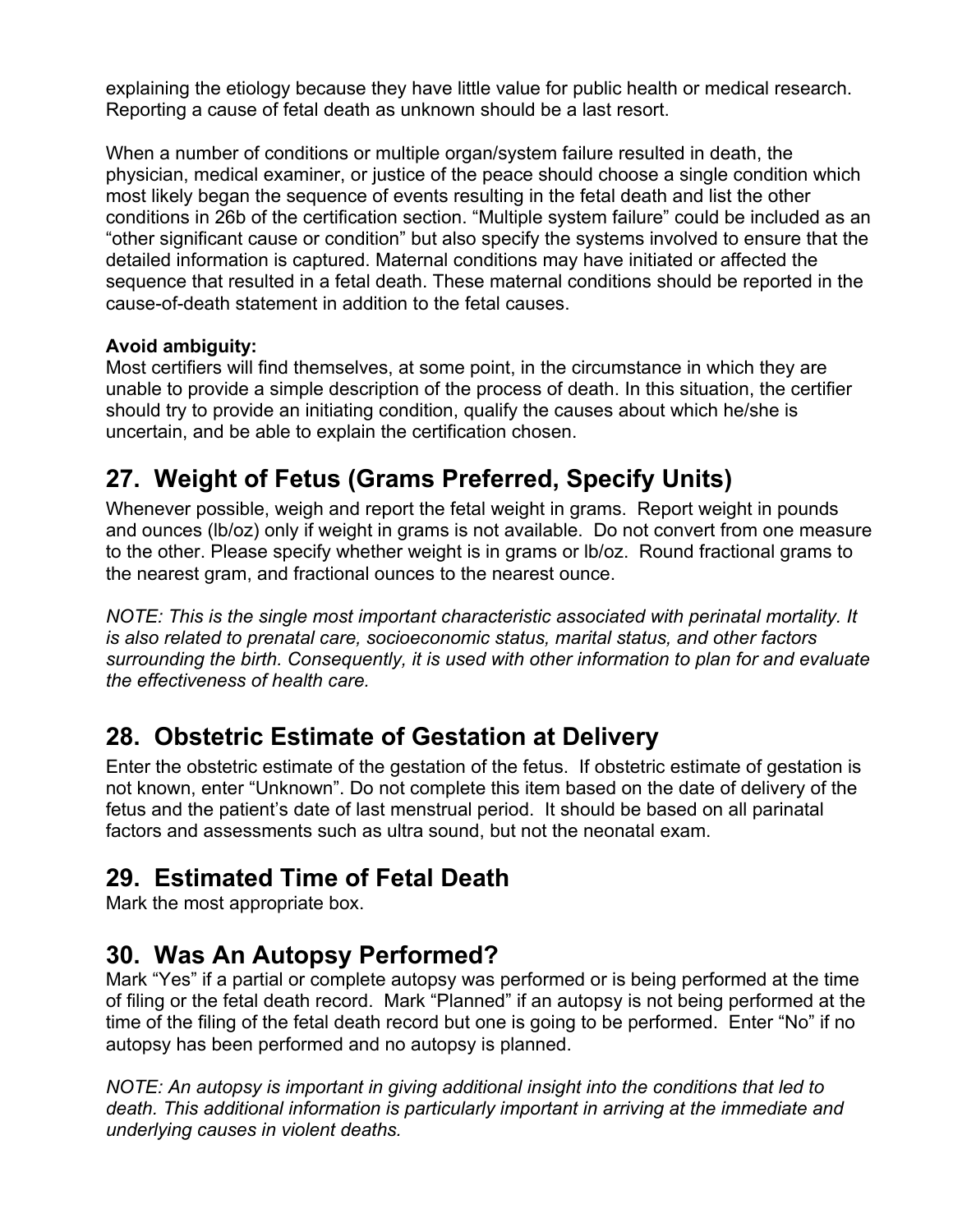explaining the etiology because they have little value for public health or medical research. Reporting a cause of fetal death as unknown should be a last resort.

When a number of conditions or multiple organ/system failure resulted in death, the physician, medical examiner, or justice of the peace should choose a single condition which most likely began the sequence of events resulting in the fetal death and list the other conditions in 26b of the certification section. "Multiple system failure" could be included as an "other significant cause or condition" but also specify the systems involved to ensure that the detailed information is captured. Maternal conditions may have initiated or affected the sequence that resulted in a fetal death. These maternal conditions should be reported in the cause-of-death statement in addition to the fetal causes.

**Avoid ambiguity:**
Most certifiers will find themselves, at some point, in the circumstance in which they are unable to provide a simple description of the process of death. In this situation, the certifier should try to provide an initiating condition, qualify the causes about which he/she is uncertain, and be able to explain the certification chosen.

## 27. Weight of Fetus (Grams Preferred, Specify Units)

Whenever possible, weigh and report the fetal weight in grams. Report weight in pounds and ounces (lb/oz) only if weight in grams is not available. Do not convert from one measure to the other. Please specify whether weight is in grams or lb/oz. Round fractional grams to the nearest gram, and fractional ounces to the nearest ounce.

*NOTE: This is the single most important characteristic associated with perinatal mortality. It is also related to prenatal care, socioeconomic status, marital status, and other factors surrounding the birth. Consequently, it is used with other information to plan for and evaluate the effectiveness of health care.*

## 28. Obstetric Estimate of Gestation at Delivery

Enter the obstetric estimate of the gestation of the fetus. If obstetric estimate of gestation is not known, enter "Unknown". Do not complete this item based on the date of delivery of the fetus and the patient's date of last menstrual period. It should be based on all parinatal factors and assessments such as ultra sound, but not the neonatal exam.

## 29. Estimated Time of Fetal Death

Mark the most appropriate box.

## 30. Was An Autopsy Performed?

Mark "Yes" if a partial or complete autopsy was performed or is being performed at the time of filing or the fetal death record. Mark "Planned" if an autopsy is not being performed at the time of the filing of the fetal death record but one is going to be performed. Enter "No" if no autopsy has been performed and no autopsy is planned.

*NOTE: An autopsy is important in giving additional insight into the conditions that led to death. This additional information is particularly important in arriving at the immediate and underlying causes in violent deaths.*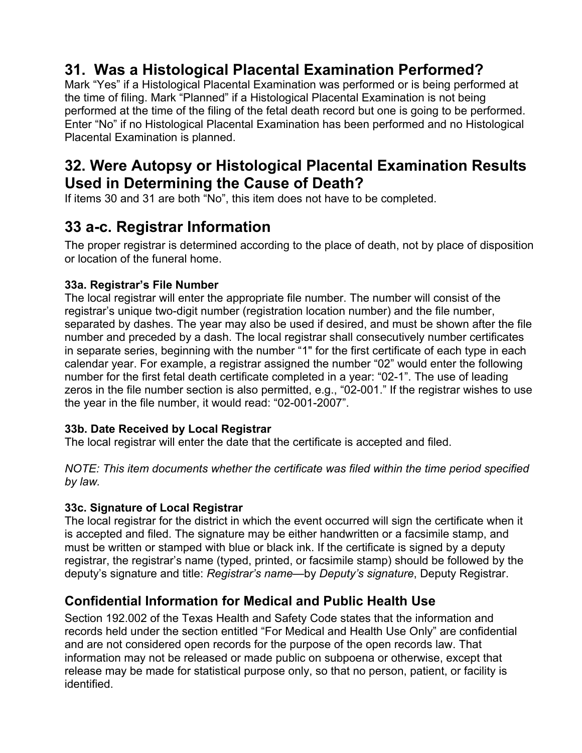## 31. Was a Histological Placental Examination Performed?

Mark "Yes" if a Histological Placental Examination was performed or is being performed at the time of filing. Mark "Planned" if a Histological Placental Examination is not being performed at the time of the filing of the fetal death record but one is going to be performed. Enter "No" if no Histological Placental Examination has been performed and no Histological Placental Examination is planned.

## 32. Were Autopsy or Histological Placental Examination Results Used in Determining the Cause of Death?

If items 30 and 31 are both "No", this item does not have to be completed.

## 33 a-c. Registrar Information

The proper registrar is determined according to the place of death, not by place of disposition or location of the funeral home.

#### 33a. Registrar's File Number

The local registrar will enter the appropriate file number. The number will consist of the registrar's unique two-digit number (registration location number) and the file number, separated by dashes. The year may also be used if desired, and must be shown after the file number and preceded by a dash. The local registrar shall consecutively number certificates in separate series, beginning with the number "1" for the first certificate of each type in each calendar year. For example, a registrar assigned the number "02" would enter the following number for the first fetal death certificate completed in a year: "02-1". The use of leading zeros in the file number section is also permitted, e.g., "02-001." If the registrar wishes to use the year in the file number, it would read: "02-001-2007".

#### 33b. Date Received by Local Registrar

The local registrar will enter the date that the certificate is accepted and filed.

*NOTE: This item documents whether the certificate was filed within the time period specified by law.*

#### 33c. Signature of Local Registrar

The local registrar for the district in which the event occurred will sign the certificate when it is accepted and filed. The signature may be either handwritten or a facsimile stamp, and must be written or stamped with blue or black ink. If the certificate is signed by a deputy registrar, the registrar's name (typed, printed, or facsimile stamp) should be followed by the deputy's signature and title: *Registrar's name*—by *Deputy's signature*, Deputy Registrar.

### Confidential Information for Medical and Public Health Use

Section 192.002 of the Texas Health and Safety Code states that the information and records held under the section entitled "For Medical and Health Use Only" are confidential and are not considered open records for the purpose of the open records law. That information may not be released or made public on subpoena or otherwise, except that release may be made for statistical purpose only, so that no person, patient, or facility is identified.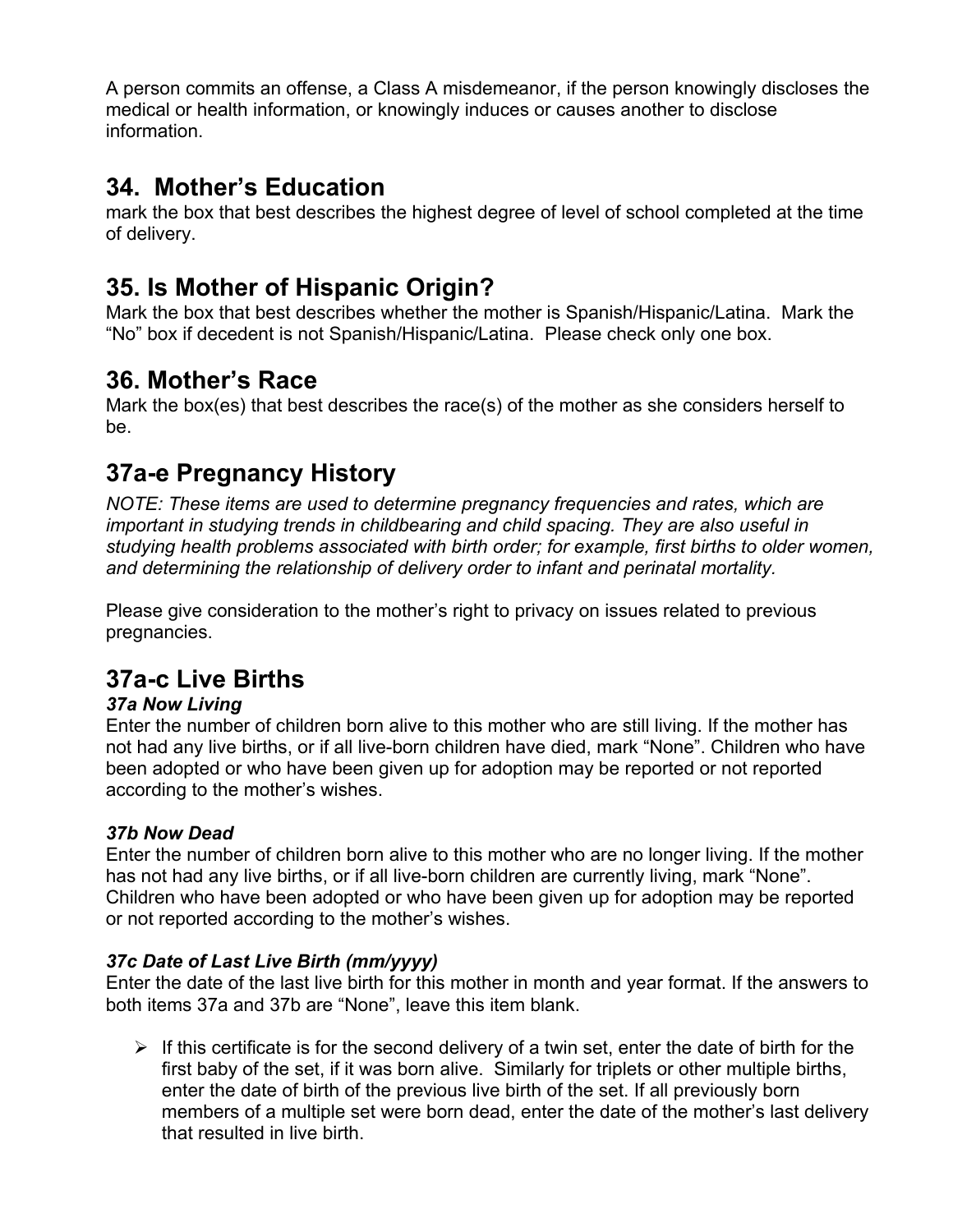A person commits an offense, a Class A misdemeanor, if the person knowingly discloses the medical or health information, or knowingly induces or causes another to disclose information.

## 34. Mother's Education

mark the box that best describes the highest degree of level of school completed at the time of delivery.

## 35. Is Mother of Hispanic Origin?

Mark the box that best describes whether the mother is Spanish/Hispanic/Latina. Mark the "No" box if decedent is not Spanish/Hispanic/Latina. Please check only one box.

## 36. Mother's Race

Mark the box(es) that best describes the race(s) of the mother as she considers herself to be.

## 37a-e Pregnancy History

*NOTE: These items are used to determine pregnancy frequencies and rates, which are important in studying trends in childbearing and child spacing. They are also useful in studying health problems associated with birth order; for example, first births to older women, and determining the relationship of delivery order to infant and perinatal mortality.*

Please give consideration to the mother's right to privacy on issues related to previous pregnancies.

## 37a-c Live Births

### *37a Now Living*

Enter the number of children born alive to this mother who are still living. If the mother has not had any live births, or if all live-born children have died, mark "None". Children who have been adopted or who have been given up for adoption may be reported or not reported according to the mother's wishes.

### *37b Now Dead*

Enter the number of children born alive to this mother who are no longer living. If the mother has not had any live births, or if all live-born children are currently living, mark "None". Children who have been adopted or who have been given up for adoption may be reported or not reported according to the mother's wishes.

### *37c Date of Last Live Birth (mm/yyyy)*

Enter the date of the last live birth for this mother in month and year format. If the answers to both items 37a and 37b are "None", leave this item blank.

- If this certificate is for the second delivery of a twin set, enter the date of birth for the first baby of the set, if it was born alive. Similarly for triplets or other multiple births, enter the date of birth of the previous live birth of the set. If all previously born members of a multiple set were born dead, enter the date of the mother's last delivery that resulted in live birth.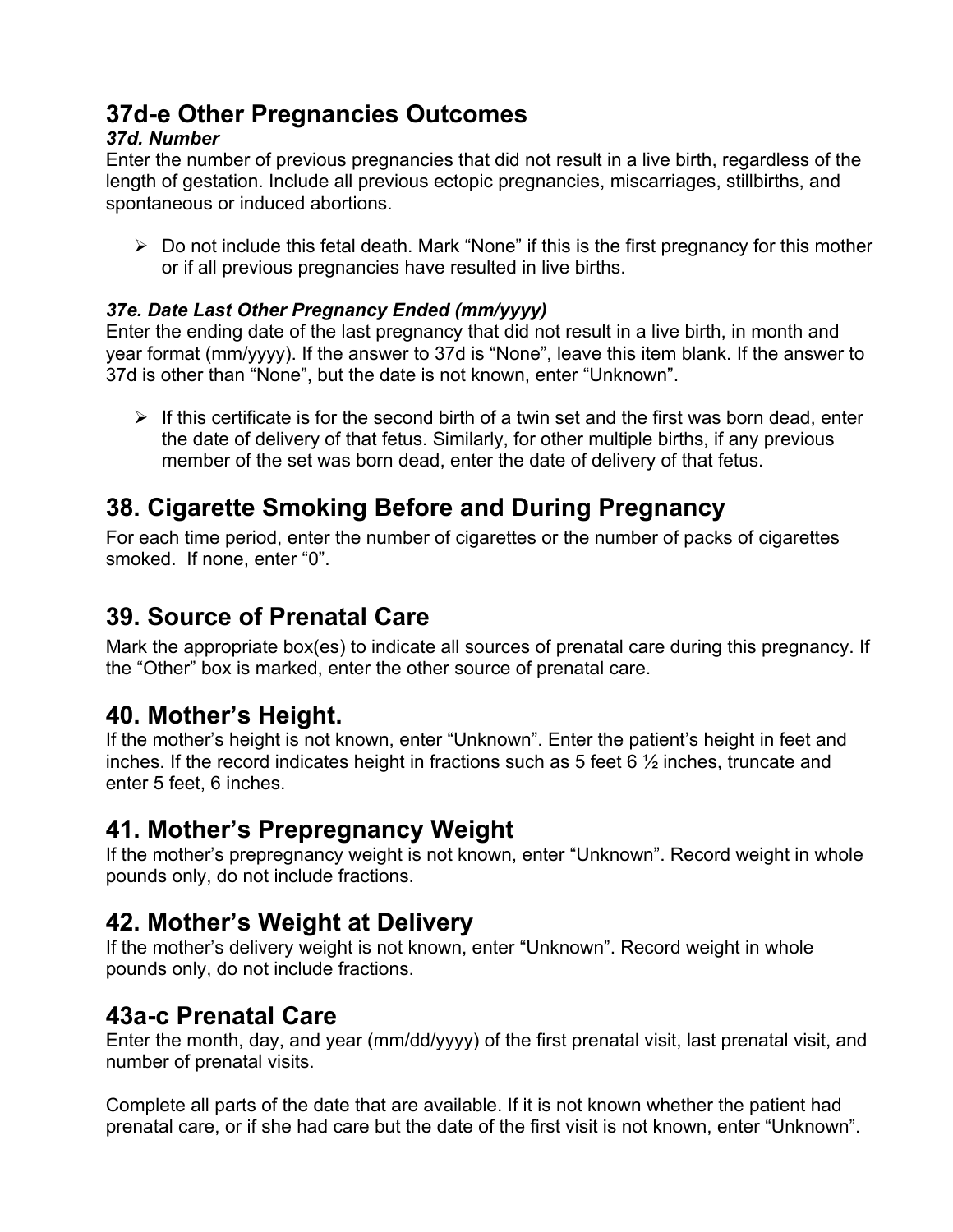## 37d-e Other Pregnancies Outcomes

***37d. Number***

Enter the number of previous pregnancies that did not result in a live birth, regardless of the length of gestation. Include all previous ectopic pregnancies, miscarriages, stillbirths, and spontaneous or induced abortions.

- Do not include this fetal death. Mark "None" if this is the first pregnancy for this mother or if all previous pregnancies have resulted in live births.

***37e. Date Last Other Pregnancy Ended (mm/yyyy)***

Enter the ending date of the last pregnancy that did not result in a live birth, in month and year format (mm/yyyy). If the answer to 37d is "None", leave this item blank. If the answer to 37d is other than "None", but the date is not known, enter "Unknown".

- If this certificate is for the second birth of a twin set and the first was born dead, enter the date of delivery of that fetus. Similarly, for other multiple births, if any previous member of the set was born dead, enter the date of delivery of that fetus.

## 38. Cigarette Smoking Before and During Pregnancy

For each time period, enter the number of cigarettes or the number of packs of cigarettes smoked. If none, enter "0".

## 39. Source of Prenatal Care

Mark the appropriate box(es) to indicate all sources of prenatal care during this pregnancy. If the "Other" box is marked, enter the other source of prenatal care.

## 40. Mother's Height.

If the mother's height is not known, enter "Unknown". Enter the patient's height in feet and inches. If the record indicates height in fractions such as 5 feet 6 ½ inches, truncate and enter 5 feet, 6 inches.

## 41. Mother's Prepregnancy Weight

If the mother's prepregnancy weight is not known, enter "Unknown". Record weight in whole pounds only, do not include fractions.

## 42. Mother's Weight at Delivery

If the mother's delivery weight is not known, enter "Unknown". Record weight in whole pounds only, do not include fractions.

## 43a-c Prenatal Care

Enter the month, day, and year (mm/dd/yyyy) of the first prenatal visit, last prenatal visit, and number of prenatal visits.

Complete all parts of the date that are available. If it is not known whether the patient had prenatal care, or if she had care but the date of the first visit is not known, enter "Unknown".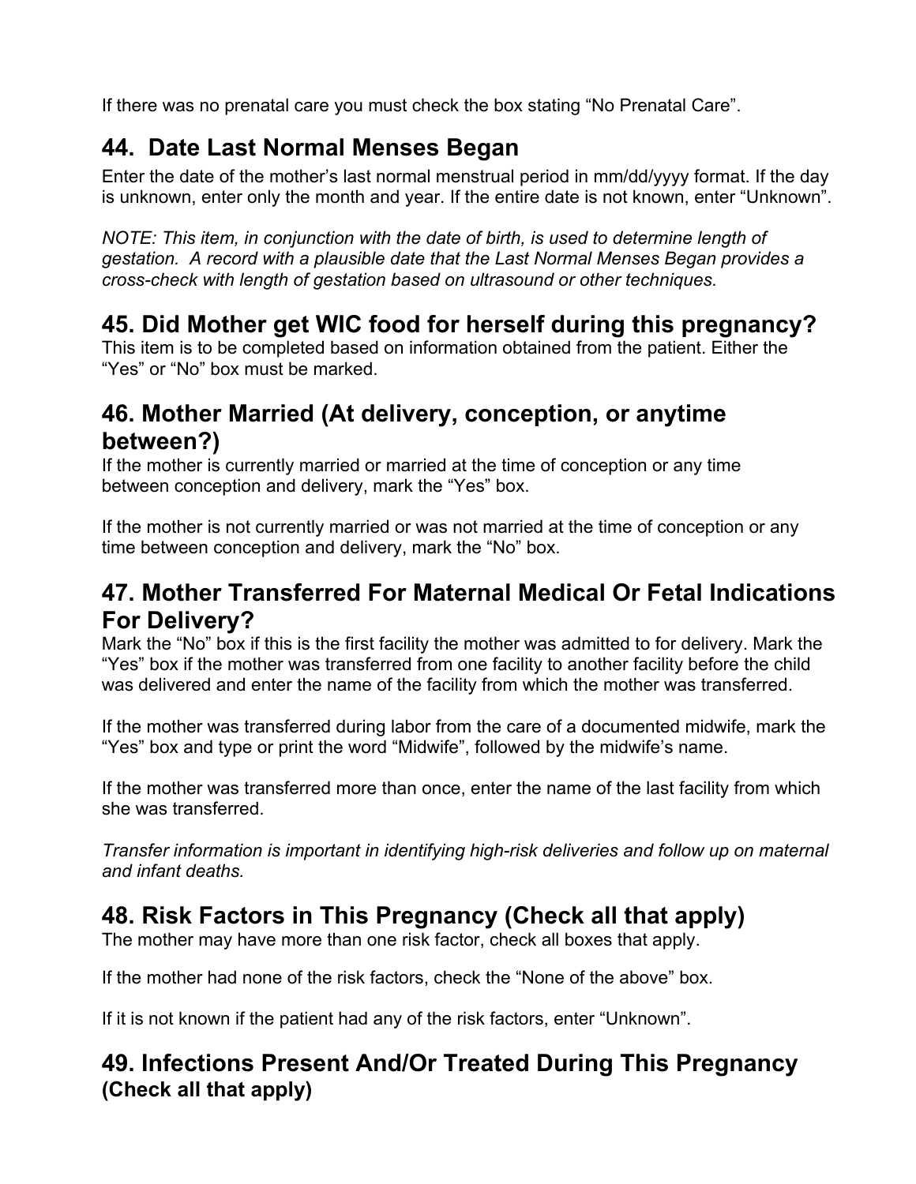If there was no prenatal care you must check the box stating “No Prenatal Care”.

## 44. Date Last Normal Menses Began

Enter the date of the mother’s last normal menstrual period in mm/dd/yyyy format. If the day is unknown, enter only the month and year. If the entire date is not known, enter “Unknown”.

*NOTE: This item, in conjunction with the date of birth, is used to determine length of gestation. A record with a plausible date that the Last Normal Menses Began provides a cross-check with length of gestation based on ultrasound or other techniques.*

## 45. Did Mother get WIC food for herself during this pregnancy?

This item is to be completed based on information obtained from the patient. Either the “Yes” or “No” box must be marked.

## 46. Mother Married (At delivery, conception, or anytime between?)

If the mother is currently married or married at the time of conception or any time between conception and delivery, mark the “Yes” box.

If the mother is not currently married or was not married at the time of conception or any time between conception and delivery, mark the “No” box.

## 47. Mother Transferred For Maternal Medical Or Fetal Indications For Delivery?

Mark the “No” box if this is the first facility the mother was admitted to for delivery. Mark the “Yes” box if the mother was transferred from one facility to another facility before the child was delivered and enter the name of the facility from which the mother was transferred.

If the mother was transferred during labor from the care of a documented midwife, mark the “Yes” box and type or print the word “Midwife”, followed by the midwife’s name.

If the mother was transferred more than once, enter the name of the last facility from which she was transferred.

*Transfer information is important in identifying high-risk deliveries and follow up on maternal and infant deaths.*

## 48. Risk Factors in This Pregnancy (Check all that apply)

The mother may have more than one risk factor, check all boxes that apply.

If the mother had none of the risk factors, check the “None of the above” box.

If it is not known if the patient had any of the risk factors, enter “Unknown”.

## 49. Infections Present And/Or Treated During This Pregnancy (Check all that apply)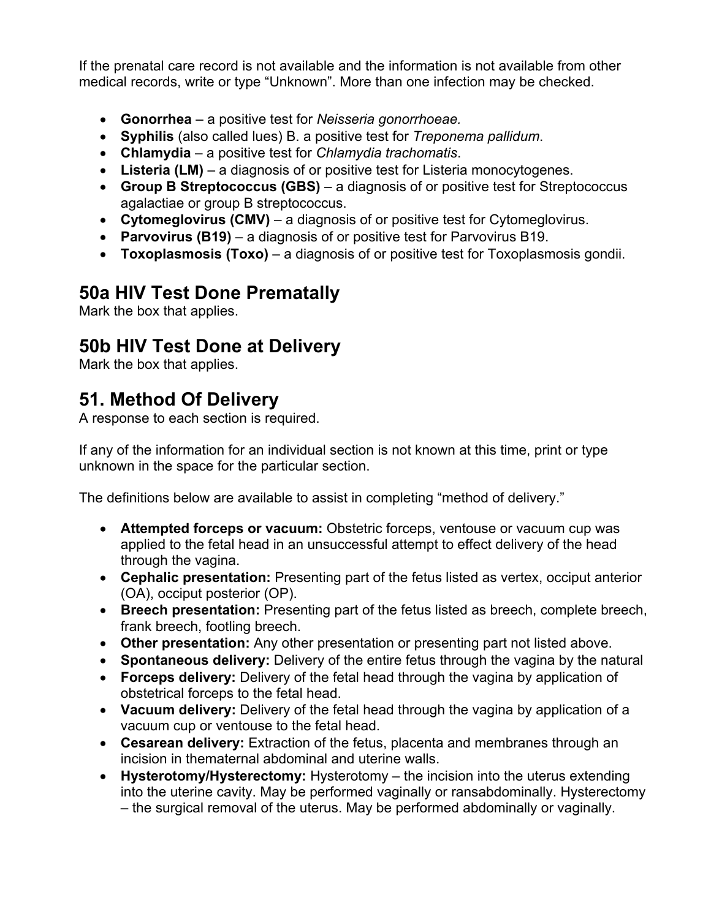If the prenatal care record is not available and the information is not available from other medical records, write or type "Unknown". More than one infection may be checked.

- **Gonorrhea** – a positive test for *Neisseria gonorrhoeae.*
- **Syphilis** (also called lues) B. a positive test for *Treponema pallidum*.
- **Chlamydia** – a positive test for *Chlamydia trachomatis*.
- **Listeria (LM)** – a diagnosis of or positive test for Listeria monocytogenes.
- **Group B Streptococcus (GBS)** – a diagnosis of or positive test for Streptococcus agalactiae or group B streptococcus.
- **Cytomeglovirus (CMV)** – a diagnosis of or positive test for Cytomeglovirus.
- **Parvovirus (B19)** – a diagnosis of or positive test for Parvovirus B19.
- **Toxoplasmosis (Toxo)** – a diagnosis of or positive test for Toxoplasmosis gondii.

## 50a HIV Test Done Prematally

Mark the box that applies.

## 50b HIV Test Done at Delivery

Mark the box that applies.

## 51. Method Of Delivery

A response to each section is required.

If any of the information for an individual section is not known at this time, print or type unknown in the space for the particular section.

The definitions below are available to assist in completing "method of delivery."

- **Attempted forceps or vacuum:** Obstetric forceps, ventouse or vacuum cup was applied to the fetal head in an unsuccessful attempt to effect delivery of the head through the vagina.
- **Cephalic presentation:** Presenting part of the fetus listed as vertex, occiput anterior (OA), occiput posterior (OP).
- **Breech presentation:** Presenting part of the fetus listed as breech, complete breech, frank breech, footling breech.
- **Other presentation:** Any other presentation or presenting part not listed above.
- **Spontaneous delivery:** Delivery of the entire fetus through the vagina by the natural
- **Forceps delivery:** Delivery of the fetal head through the vagina by application of obstetrical forceps to the fetal head.
- **Vacuum delivery:** Delivery of the fetal head through the vagina by application of a vacuum cup or ventouse to the fetal head.
- **Cesarean delivery:** Extraction of the fetus, placenta and membranes through an incision in thematernal abdominal and uterine walls.
- **Hysterotomy/Hysterectomy:** Hysterotomy – the incision into the uterus extending into the uterine cavity. May be performed vaginally or ransabdominally. Hysterectomy – the surgical removal of the uterus. May be performed abdominally or vaginally.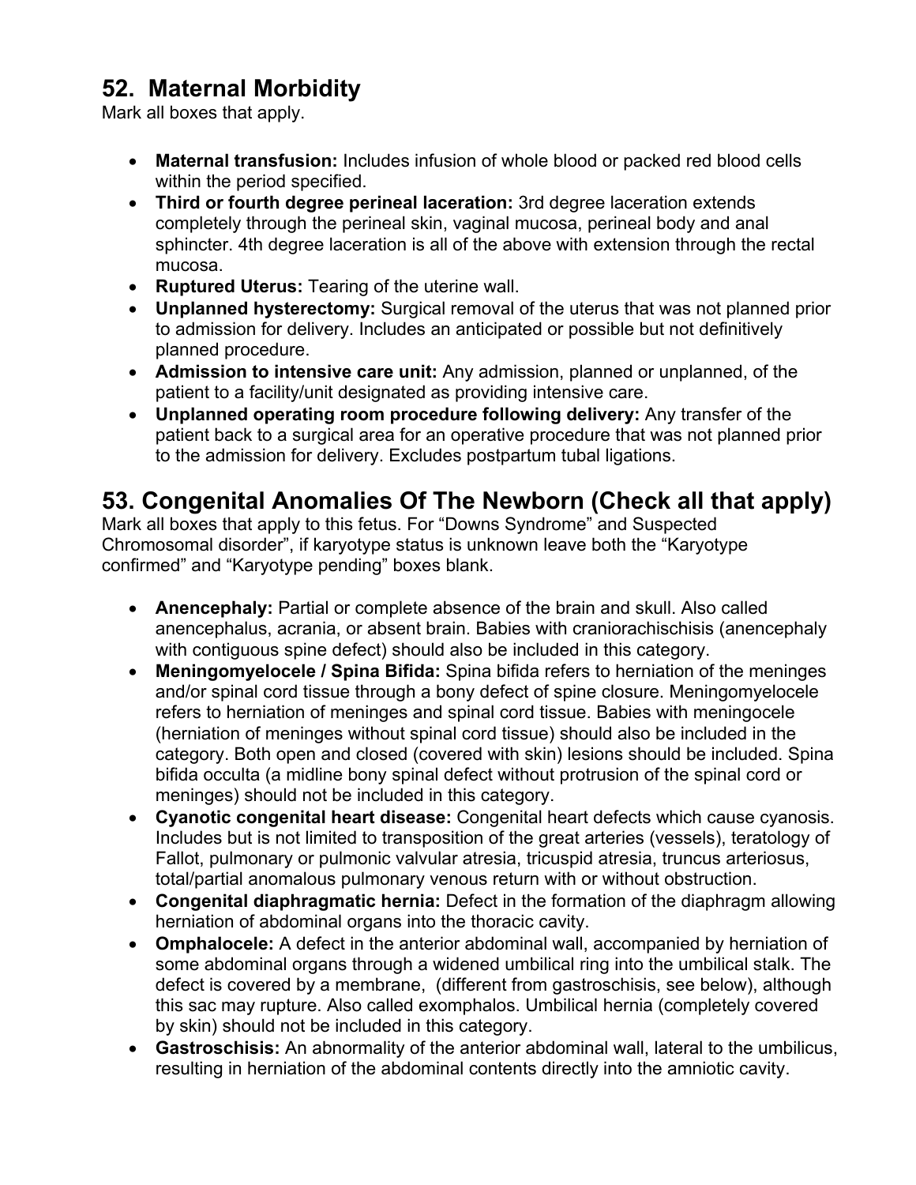## 52. Maternal Morbidity

Mark all boxes that apply.

- **Maternal transfusion:** Includes infusion of whole blood or packed red blood cells within the period specified.
- **Third or fourth degree perineal laceration:** 3rd degree laceration extends completely through the perineal skin, vaginal mucosa, perineal body and anal sphincter. 4th degree laceration is all of the above with extension through the rectal mucosa.
- **Ruptured Uterus:** Tearing of the uterine wall.
- **Unplanned hysterectomy:** Surgical removal of the uterus that was not planned prior to admission for delivery. Includes an anticipated or possible but not definitively planned procedure.
- **Admission to intensive care unit:** Any admission, planned or unplanned, of the patient to a facility/unit designated as providing intensive care.
- **Unplanned operating room procedure following delivery:** Any transfer of the patient back to a surgical area for an operative procedure that was not planned prior to the admission for delivery. Excludes postpartum tubal ligations.

## 53. Congenital Anomalies Of The Newborn (Check all that apply)

Mark all boxes that apply to this fetus. For "Downs Syndrome" and Suspected Chromosomal disorder", if karyotype status is unknown leave both the "Karyotype confirmed" and "Karyotype pending" boxes blank.

- **Anencephaly:** Partial or complete absence of the brain and skull. Also called anencephalus, acrania, or absent brain. Babies with craniorachischisis (anencephaly with contiguous spine defect) should also be included in this category.
- **Meningomyelocele / Spina Bifida:** Spina bifida refers to herniation of the meninges and/or spinal cord tissue through a bony defect of spine closure. Meningomyelocele refers to herniation of meninges and spinal cord tissue. Babies with meningocele (herniation of meninges without spinal cord tissue) should also be included in the category. Both open and closed (covered with skin) lesions should be included. Spina bifida occulta (a midline bony spinal defect without protrusion of the spinal cord or meninges) should not be included in this category.
- **Cyanotic congenital heart disease:** Congenital heart defects which cause cyanosis. Includes but is not limited to transposition of the great arteries (vessels), teratology of Fallot, pulmonary or pulmonic valvular atresia, tricuspid atresia, truncus arteriosus, total/partial anomalous pulmonary venous return with or without obstruction.
- **Congenital diaphragmatic hernia:** Defect in the formation of the diaphragm allowing herniation of abdominal organs into the thoracic cavity.
- **Omphalocele:** A defect in the anterior abdominal wall, accompanied by herniation of some abdominal organs through a widened umbilical ring into the umbilical stalk. The defect is covered by a membrane, (different from gastroschisis, see below), although this sac may rupture. Also called exomphalos. Umbilical hernia (completely covered by skin) should not be included in this category.
- **Gastroschisis:** An abnormality of the anterior abdominal wall, lateral to the umbilicus, resulting in herniation of the abdominal contents directly into the amniotic cavity.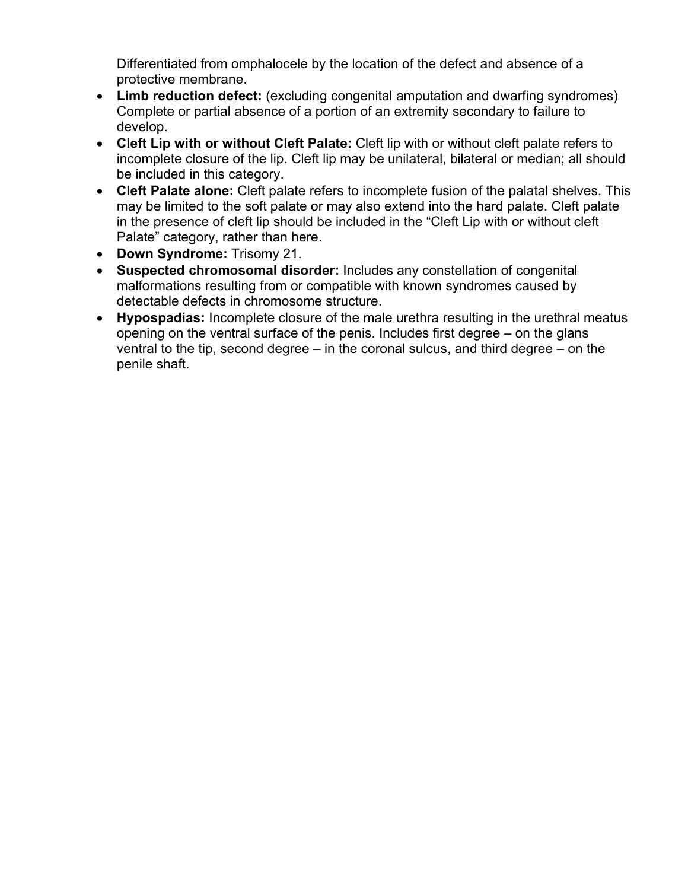Differentiated from omphalocele by the location of the defect and absence of a protective membrane.

- **Limb reduction defect:** (excluding congenital amputation and dwarfing syndromes) Complete or partial absence of a portion of an extremity secondary to failure to develop.
- **Cleft Lip with or without Cleft Palate:** Cleft lip with or without cleft palate refers to incomplete closure of the lip. Cleft lip may be unilateral, bilateral or median; all should be included in this category.
- **Cleft Palate alone:** Cleft palate refers to incomplete fusion of the palatal shelves. This may be limited to the soft palate or may also extend into the hard palate. Cleft palate in the presence of cleft lip should be included in the "Cleft Lip with or without cleft Palate" category, rather than here.
- **Down Syndrome:** Trisomy 21.
- **Suspected chromosomal disorder:** Includes any constellation of congenital malformations resulting from or compatible with known syndromes caused by detectable defects in chromosome structure.
- **Hypospadias:** Incomplete closure of the male urethra resulting in the urethral meatus opening on the ventral surface of the penis. Includes first degree – on the glans ventral to the tip, second degree – in the coronal sulcus, and third degree – on the penile shaft.